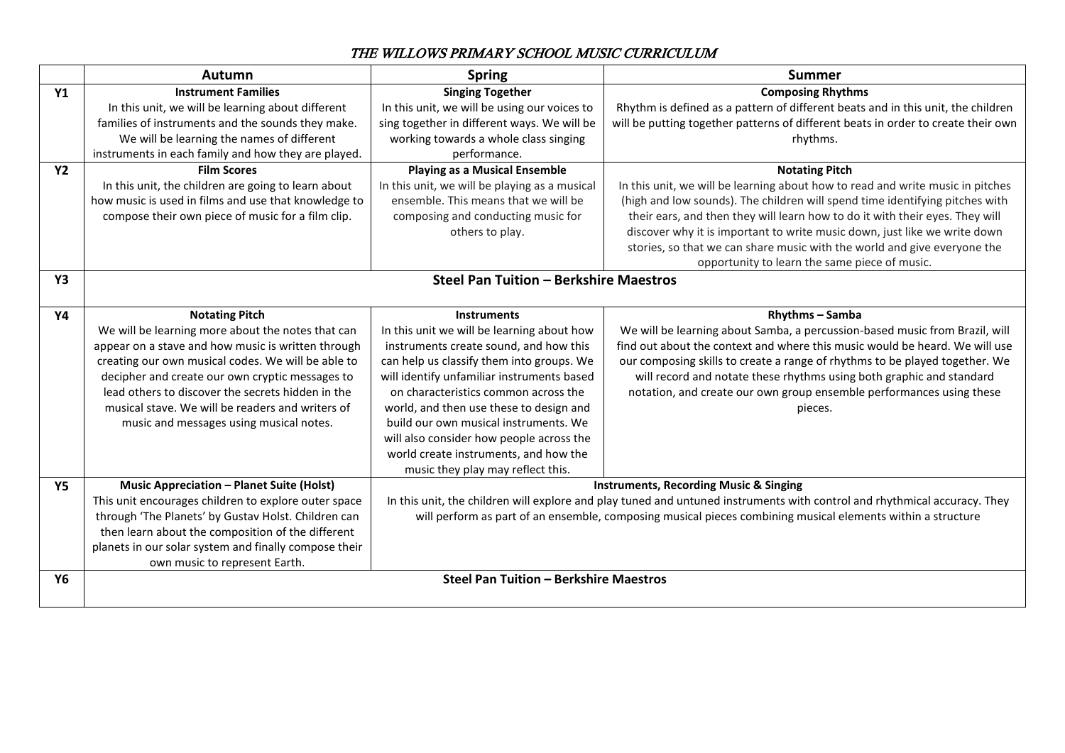# *THE WILLOWS PRIMARY SCHOOL MUSIC CURRICULUM*

| | Autumn | Spring | Summer |
|---|---|---|---|
| **Y1** | **Instrument Families**<br>In this unit, we will be learning about different families of instruments and the sounds they make. We will be learning the names of different instruments in each family and how they are played. | **Singing Together**<br>In this unit, we will be using our voices to sing together in different ways. We will be working towards a whole class singing performance. | **Composing Rhythms**<br>Rhythm is defined as a pattern of different beats and in this unit, the children will be putting together patterns of different beats in order to create their own rhythms. |
| **Y2** | **Film Scores**<br>In this unit, the children are going to learn about how music is used in films and use that knowledge to compose their own piece of music for a film clip. | **Playing as a Musical Ensemble**<br>In this unit, we will be playing as a musical ensemble. This means that we will be composing and conducting music for others to play. | **Notating Pitch**<br>In this unit, we will be learning about how to read and write music in pitches (high and low sounds). The children will spend time identifying pitches with their ears, and then they will learn how to do it with their eyes. They will discover why it is important to write music down, just like we write down stories, so that we can share music with the world and give everyone the opportunity to learn the same piece of music. |
| **Y3** | **Steel Pan Tuition – Berkshire Maestros** | | |
| **Y4** | **Notating Pitch**<br>We will be learning more about the notes that can appear on a stave and how music is written through creating our own musical codes. We will be able to decipher and create our own cryptic messages to lead others to discover the secrets hidden in the musical stave. We will be readers and writers of music and messages using musical notes. | **Instruments**<br>In this unit we will be learning about how instruments create sound, and how this can help us classify them into groups. We will identify unfamiliar instruments based on characteristics common across the world, and then use these to design and build our own musical instruments. We will also consider how people across the world create instruments, and how the music they play may reflect this. | **Rhythms – Samba**<br>We will be learning about Samba, a percussion-based music from Brazil, will find out about the context and where this music would be heard. We will use our composing skills to create a range of rhythms to be played together. We will record and notate these rhythms using both graphic and standard notation, and create our own group ensemble performances using these pieces. |
| **Y5** | **Music Appreciation – Planet Suite (Holst)**<br>This unit encourages children to explore outer space through 'The Planets' by Gustav Holst. Children can then learn about the composition of the different planets in our solar system and finally compose their own music to represent Earth. | **Instruments, Recording Music & Singing**<br>In this unit, the children will explore and play tuned and untuned instruments with control and rhythmical accuracy. They will perform as part of an ensemble, composing musical pieces combining musical elements within a structure | |
| **Y6** | **Steel Pan Tuition – Berkshire Maestros** | | |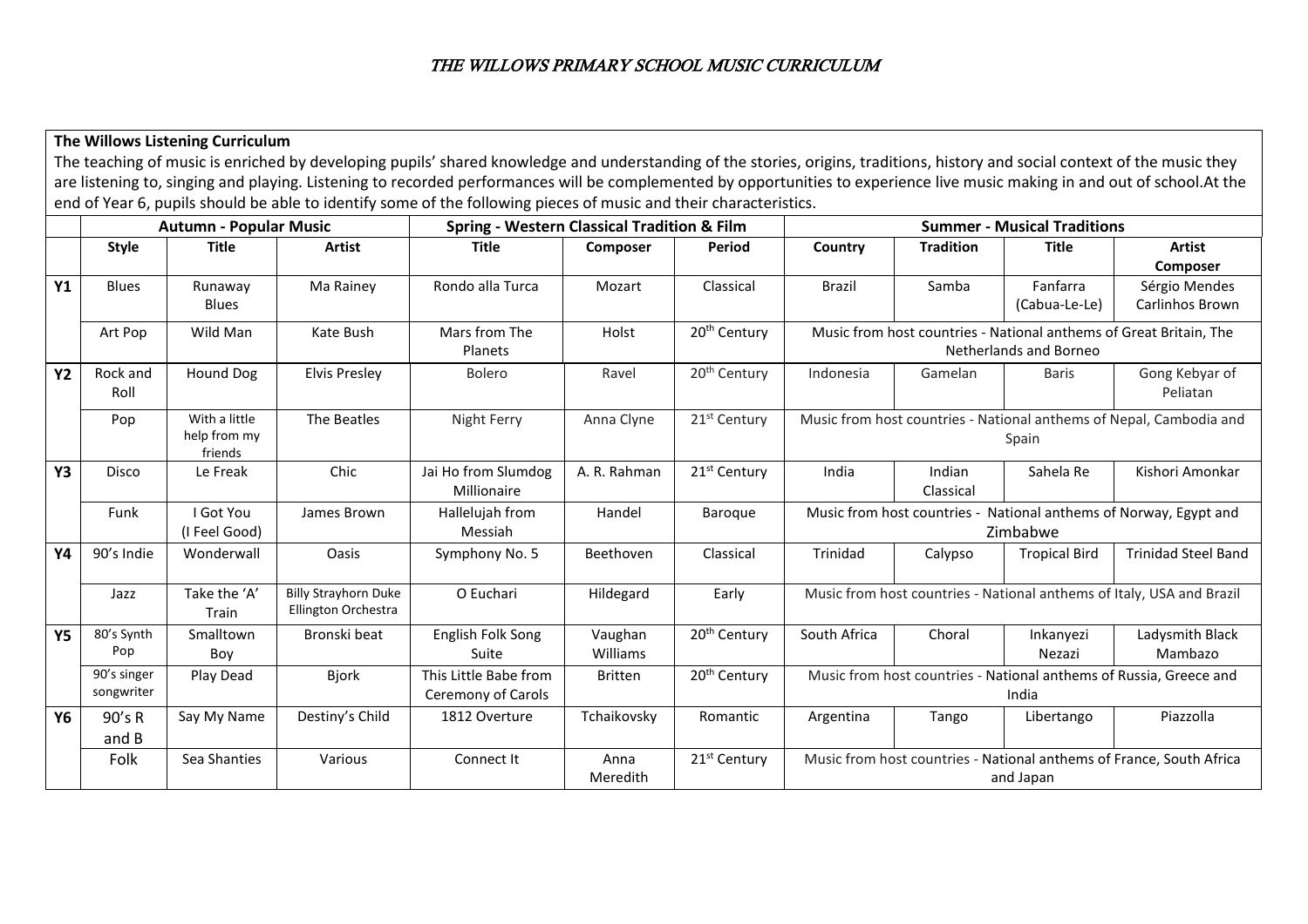# THE WILLOWS PRIMARY SCHOOL MUSIC CURRICULUM

**The Willows Listening Curriculum**

The teaching of music is enriched by developing pupils' shared knowledge and understanding of the stories, origins, traditions, history and social context of the music they are listening to, singing and playing. Listening to recorded performances will be complemented by opportunities to experience live music making in and out of school.At the end of Year 6, pupils should be able to identify some of the following pieces of music and their characteristics.

| | **Autumn - Popular Music** | | | **Spring - Western Classical Tradition & Film** | | | **Summer - Musical Traditions** | | | |
|---|---|---|---|---|---|---|---|---|---|---|
| | **Style** | **Title** | **Artist** | **Title** | **Composer** | **Period** | **Country** | **Tradition** | **Title** | **Artist Composer** |
| **Y1** | Blues | Runaway Blues | Ma Rainey | Rondo alla Turca | Mozart | Classical | Brazil | Samba | Fanfarra (Cabua-Le-Le) | Sérgio Mendes Carlinhos Brown |
| | Art Pop | Wild Man | Kate Bush | Mars from The Planets | Holst | 20th Century | Music from host countries - National anthems of Great Britain, The Netherlands and Borneo | | | |
| **Y2** | Rock and Roll | Hound Dog | Elvis Presley | Bolero | Ravel | 20th Century | Indonesia | Gamelan | Baris | Gong Kebyar of Peliatan |
| | Pop | With a little help from my friends | The Beatles | Night Ferry | Anna Clyne | 21st Century | Music from host countries - National anthems of Nepal, Cambodia and Spain | | | |
| **Y3** | Disco | Le Freak | Chic | Jai Ho from Slumdog Millionaire | A. R. Rahman | 21st Century | India | Indian Classical | Sahela Re | Kishori Amonkar |
| | Funk | I Got You (I Feel Good) | James Brown | Hallelujah from Messiah | Handel | Baroque | Music from host countries - National anthems of Norway, Egypt and Zimbabwe | | | |
| **Y4** | 90's Indie | Wonderwall | Oasis | Symphony No. 5 | Beethoven | Classical | Trinidad | Calypso | Tropical Bird | Trinidad Steel Band |
| | Jazz | Take the 'A' Train | Billy Strayhorn Duke Ellington Orchestra | O Euchari | Hildegard | Early | Music from host countries - National anthems of Italy, USA and Brazil | | | |
| **Y5** | 80's Synth Pop | Smalltown Boy | Bronski beat | English Folk Song Suite | Vaughan Williams | 20th Century | South Africa | Choral | Inkanyezi Nezazi | Ladysmith Black Mambazo |
| | 90's singer songwriter | Play Dead | Bjork | This Little Babe from Ceremony of Carols | Britten | 20th Century | Music from host countries - National anthems of Russia, Greece and India | | | |
| **Y6** | 90's R and B | Say My Name | Destiny's Child | 1812 Overture | Tchaikovsky | Romantic | Argentina | Tango | Libertango | Piazzolla |
| | Folk | Sea Shanties | Various | Connect It | Anna Meredith | 21st Century | Music from host countries - National anthems of France, South Africa and Japan | | | |